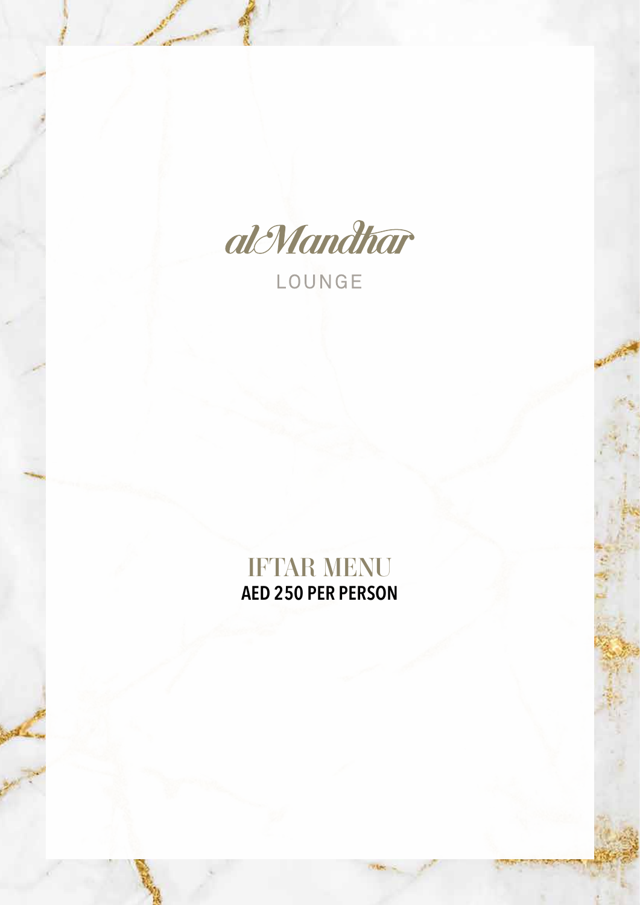# alMandhar

LOUNGE

## IFTAR MENU

**AED 250 PER PERSON**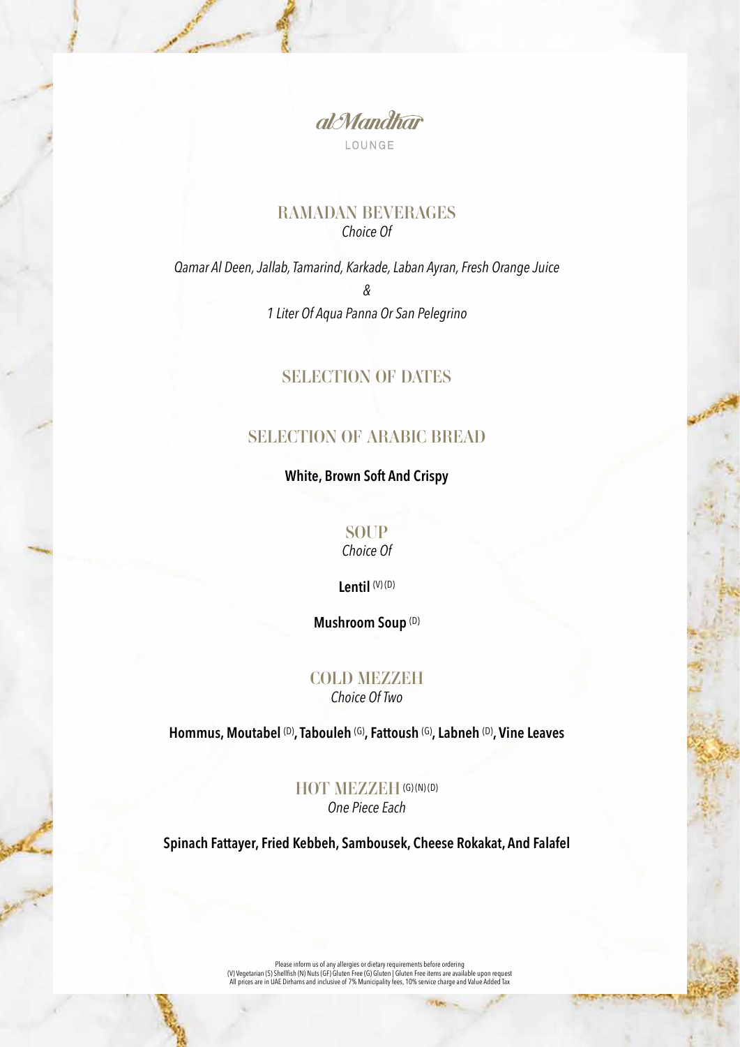# al Mandhar

LOUNGE

## RAMADAN BEVERAGES

*Choice Of*

*Qamar Al Deen, Jallab, Tamarind, Karkade, Laban Ayran, Fresh Orange Juice*

*&*

*1 Liter Of Aqua Panna Or San Pelegrino*

## SELECTION OF DATES

## SELECTION OF ARABIC BREAD

**White, Brown Soft And Crispy**

## SOUP

*Choice Of*

**Lentil** (V) (D)

**Mushroom Soup** (D)

## COLD MEZZEH

*Choice Of Two*

**Hommus, Moutabel** (D)**, Tabouleh** (G)**, Fattoush** (G)**, Labneh** (D)**, Vine Leaves**

## HOT MEZZEH (G) (N) (D)

*One Piece Each*

**Spinach Fattayer, Fried Kebbeh, Sambousek, Cheese Rokakat, And Falafel**

Please inform us of any allergies or dietary requirements before ordering
(V) Vegetarian (S) Shellfish (N) Nuts (GF) Gluten Free (G) Gluten | Gluten Free items are available upon request
All prices are in UAE Dirhams and inclusive of 7% Municipality fees, 10% service charge and Value Added Tax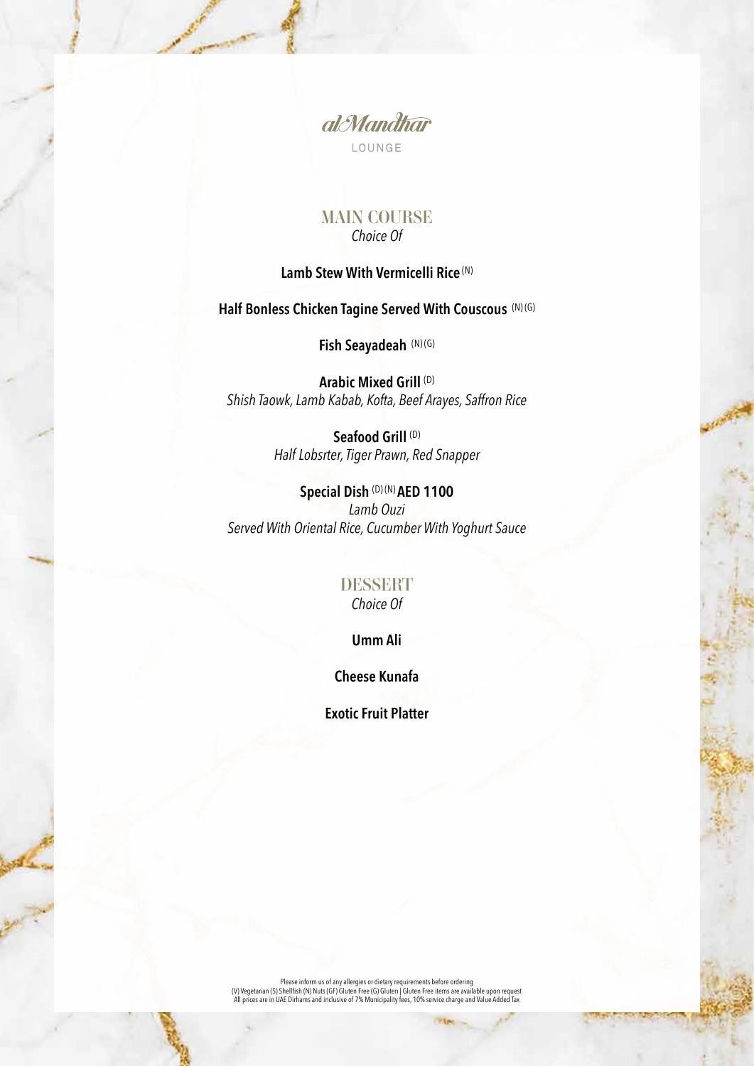al Mandhar

LOUNGE

## MAIN COURSE

*Choice Of*

**Lamb Stew With Vermicelli Rice** (N)

**Half Bonless Chicken Tagine Served With Couscous** (N) (G)

**Fish Seayadeah** (N) (G)

**Arabic Mixed Grill** (D)
*Shish Taowk, Lamb Kabab, Kofta, Beef Arayes, Saffron Rice*

**Seafood Grill** (D)
*Half Lobsrter, Tiger Prawn, Red Snapper*

**Special Dish** (D) (N) **AED 1100**
*Lamb Ouzi*
*Served With Oriental Rice, Cucumber With Yoghurt Sauce*

## DESSERT

*Choice Of*

**Umm Ali**

**Cheese Kunafa**

**Exotic Fruit Platter**

Please inform us of any allergies or dietary requirements before ordering
(V) Vegetarian (S) Shellfish (N) Nuts (GF) Gluten Free (G) Gluten | Gluten Free items are available upon request
All prices are in UAE Dirhams and inclusive of 7% Municipality fees, 10% service charge and Value Added Tax